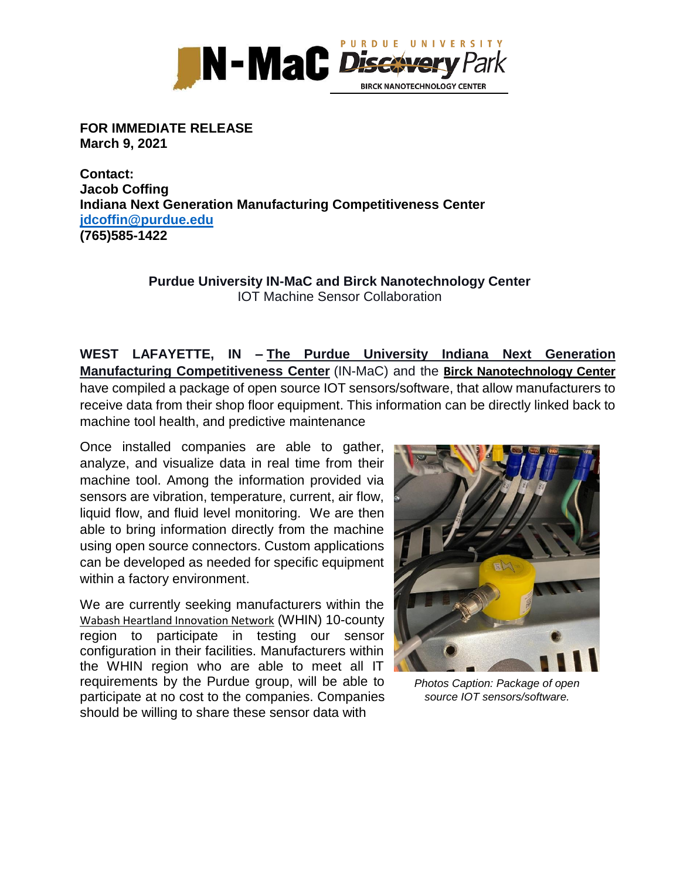**FOR IMMEDIATE RELEASE**
**March 9, 2021**

**Contact:**
**Jacob Coffing**
**Indiana Next Generation Manufacturing Competitiveness Center**
**jdcoffin@purdue.edu**
**(765)585-1422**

**Purdue University IN-MaC and Birck Nanotechnology Center**
IOT Machine Sensor Collaboration

**WEST LAFAYETTE, IN – The Purdue University Indiana Next Generation Manufacturing Competitiveness Center** (IN-MaC) and the **Birck Nanotechnology Center** have compiled a package of open source IOT sensors/software, that allow manufacturers to receive data from their shop floor equipment. This information can be directly linked back to machine tool health, and predictive maintenance

Once installed companies are able to gather, analyze, and visualize data in real time from their machine tool. Among the information provided via sensors are vibration, temperature, current, air flow, liquid flow, and fluid level monitoring. We are then able to bring information directly from the machine using open source connectors. Custom applications can be developed as needed for specific equipment within a factory environment.

*Photos Caption: Package of open source IOT sensors/software.*

We are currently seeking manufacturers within the Wabash Heartland Innovation Network (WHIN) 10-county region to participate in testing our sensor configuration in their facilities. Manufacturers within the WHIN region who are able to meet all IT requirements by the Purdue group, will be able to participate at no cost to the companies. Companies should be willing to share these sensor data with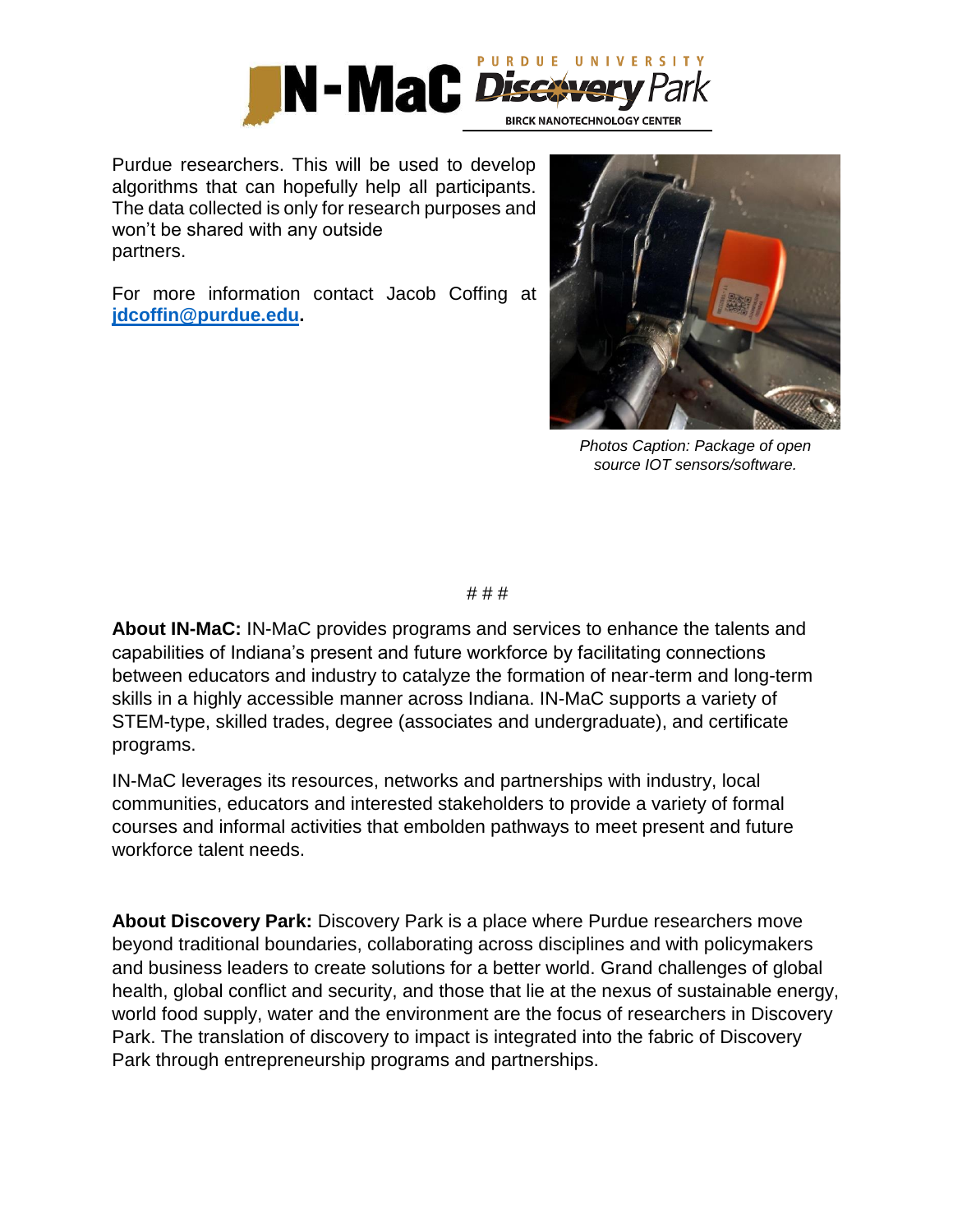Purdue researchers. This will be used to develop algorithms that can hopefully help all participants. The data collected is only for research purposes and won't be shared with any outside partners.

For more information contact Jacob Coffing at **[jdcoffin@purdue.edu](mailto:jdcoffin@purdue.edu).**

*Photos Caption: Package of open source IOT sensors/software.*

# # #

**About IN-MaC:** IN-MaC provides programs and services to enhance the talents and capabilities of Indiana's present and future workforce by facilitating connections between educators and industry to catalyze the formation of near-term and long-term skills in a highly accessible manner across Indiana. IN-MaC supports a variety of STEM-type, skilled trades, degree (associates and undergraduate), and certificate programs.

IN-MaC leverages its resources, networks and partnerships with industry, local communities, educators and interested stakeholders to provide a variety of formal courses and informal activities that embolden pathways to meet present and future workforce talent needs.

**About Discovery Park:** Discovery Park is a place where Purdue researchers move beyond traditional boundaries, collaborating across disciplines and with policymakers and business leaders to create solutions for a better world. Grand challenges of global health, global conflict and security, and those that lie at the nexus of sustainable energy, world food supply, water and the environment are the focus of researchers in Discovery Park. The translation of discovery to impact is integrated into the fabric of Discovery Park through entrepreneurship programs and partnerships.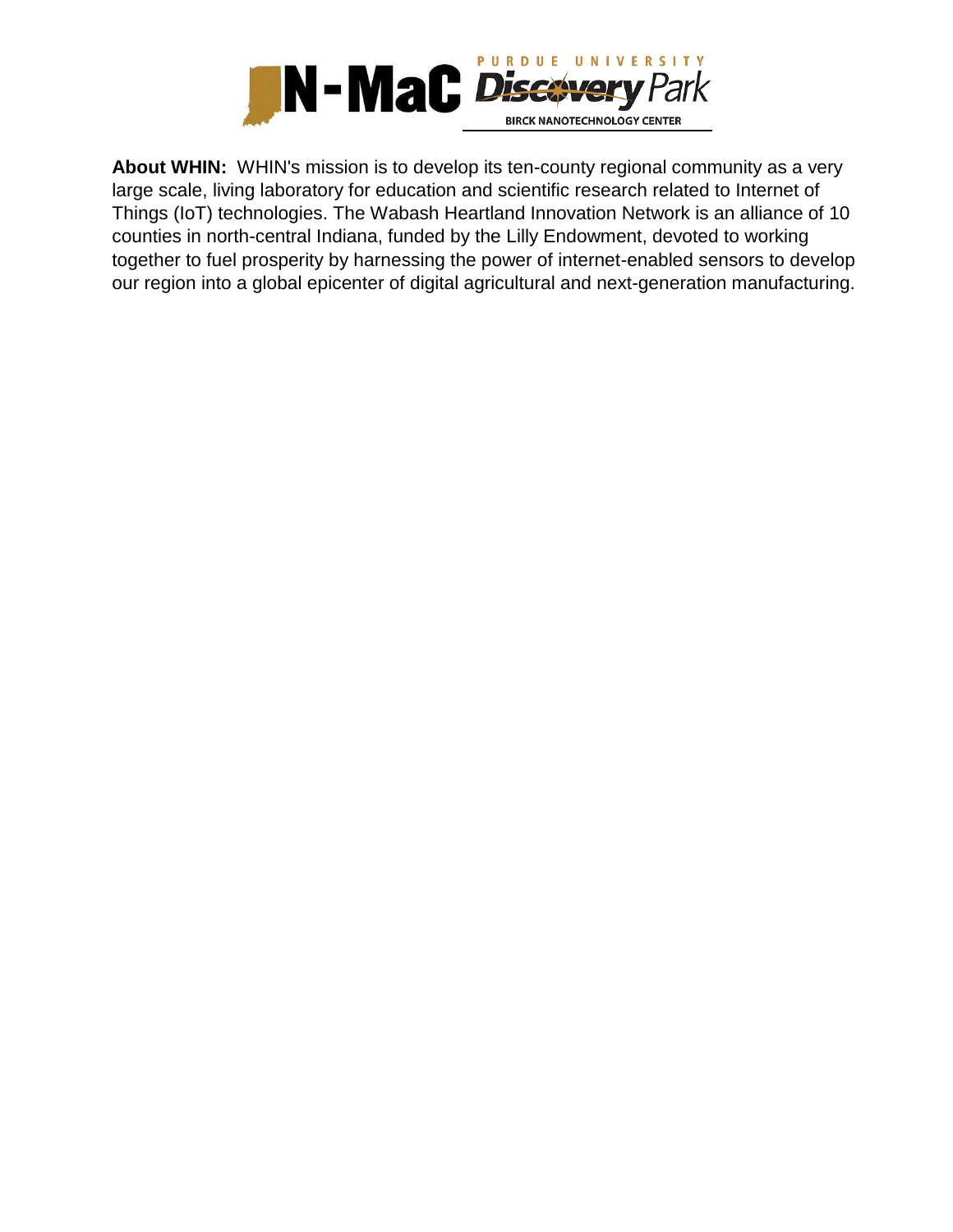**About WHIN:** WHIN's mission is to develop its ten-county regional community as a very large scale, living laboratory for education and scientific research related to Internet of Things (IoT) technologies. The Wabash Heartland Innovation Network is an alliance of 10 counties in north-central Indiana, funded by the Lilly Endowment, devoted to working together to fuel prosperity by harnessing the power of internet-enabled sensors to develop our region into a global epicenter of digital agricultural and next-generation manufacturing.